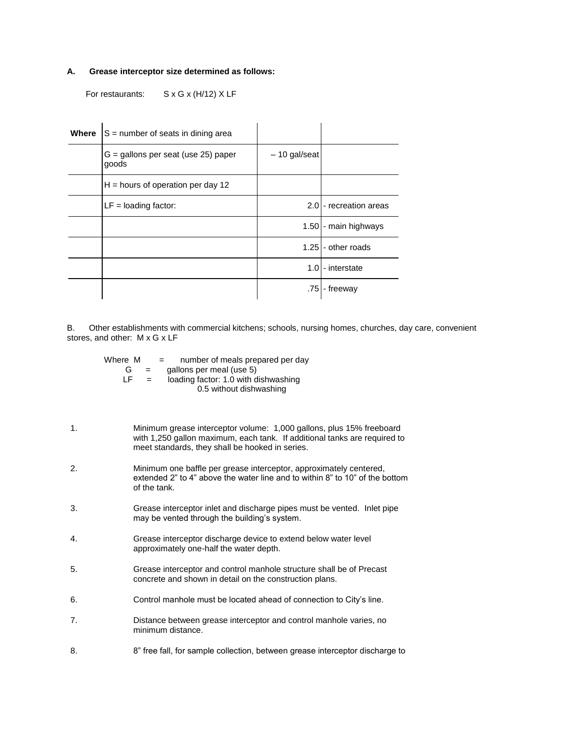**A. Grease interceptor size determined as follows:**

For restaurants: $S \times G \times (H/12) \times LF$

| Where | S = number of seats in dining area | | |
|---|---|---|---|
| | G = gallons per seat (use 25) paper goods | – 10 gal/seat | |
| | H = hours of operation per day 12 | | |
| | LF = loading factor: | 2.0 | - recreation areas |
| | | 1.50 | - main highways |
| | | 1.25 | - other roads |
| | | 1.0 | - interstate |
| | | .75 | - freeway |

B. Other establishments with commercial kitchens; schools, nursing homes, churches, day care, convenient stores, and other: $M \times G \times LF$

Where M = number of meals prepared per day
G = gallons per meal (use 5)
LF = loading factor: 1.0 with dishwashing
0.5 without dishwashing

1. Minimum grease interceptor volume: 1,000 gallons, plus 15% freeboard with 1,250 gallon maximum, each tank. If additional tanks are required to meet standards, they shall be hooked in series.

2. Minimum one baffle per grease interceptor, approximately centered, extended 2" to 4" above the water line and to within 8" to 10" of the bottom of the tank.

3. Grease interceptor inlet and discharge pipes must be vented. Inlet pipe may be vented through the building's system.

4. Grease interceptor discharge device to extend below water level approximately one-half the water depth.

5. Grease interceptor and control manhole structure shall be of Precast concrete and shown in detail on the construction plans.

6. Control manhole must be located ahead of connection to City's line.

7. Distance between grease interceptor and control manhole varies, no minimum distance.

8. 8" free fall, for sample collection, between grease interceptor discharge to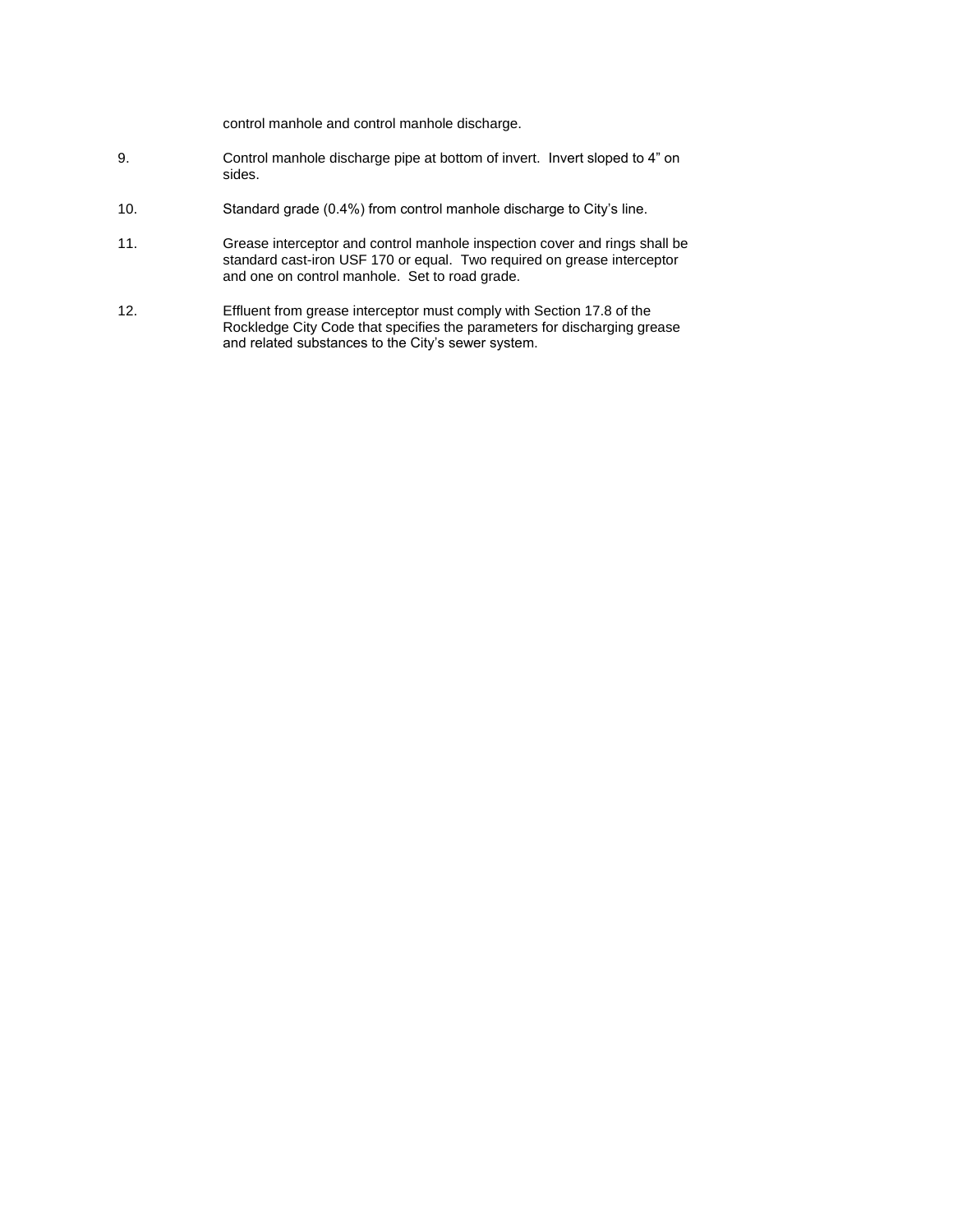control manhole and control manhole discharge.

9. Control manhole discharge pipe at bottom of invert. Invert sloped to 4" on sides.

10. Standard grade (0.4%) from control manhole discharge to City's line.

11. Grease interceptor and control manhole inspection cover and rings shall be standard cast-iron USF 170 or equal. Two required on grease interceptor and one on control manhole. Set to road grade.

12. Effluent from grease interceptor must comply with Section 17.8 of the Rockledge City Code that specifies the parameters for discharging grease and related substances to the City's sewer system.